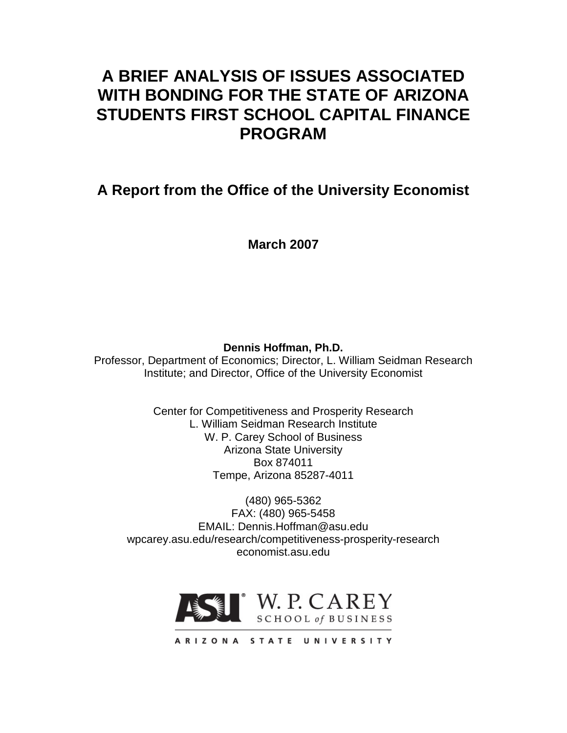# A BRIEF ANALYSIS OF ISSUES ASSOCIATED WITH BONDING FOR THE STATE OF ARIZONA STUDENTS FIRST SCHOOL CAPITAL FINANCE PROGRAM

## A Report from the Office of the University Economist

**March 2007**

**Dennis Hoffman, Ph.D.**
Professor, Department of Economics; Director, L. William Seidman Research Institute; and Director, Office of the University Economist

Center for Competitiveness and Prosperity Research
L. William Seidman Research Institute
W. P. Carey School of Business
Arizona State University
Box 874011
Tempe, Arizona 85287-4011

(480) 965-5362
FAX: (480) 965-5458
EMAIL: Dennis.Hoffman@asu.edu
wpcarey.asu.edu/research/competitiveness-prosperity-research
economist.asu.edu

ASU W. P. CAREY SCHOOL of BUSINESS
ARIZONA STATE UNIVERSITY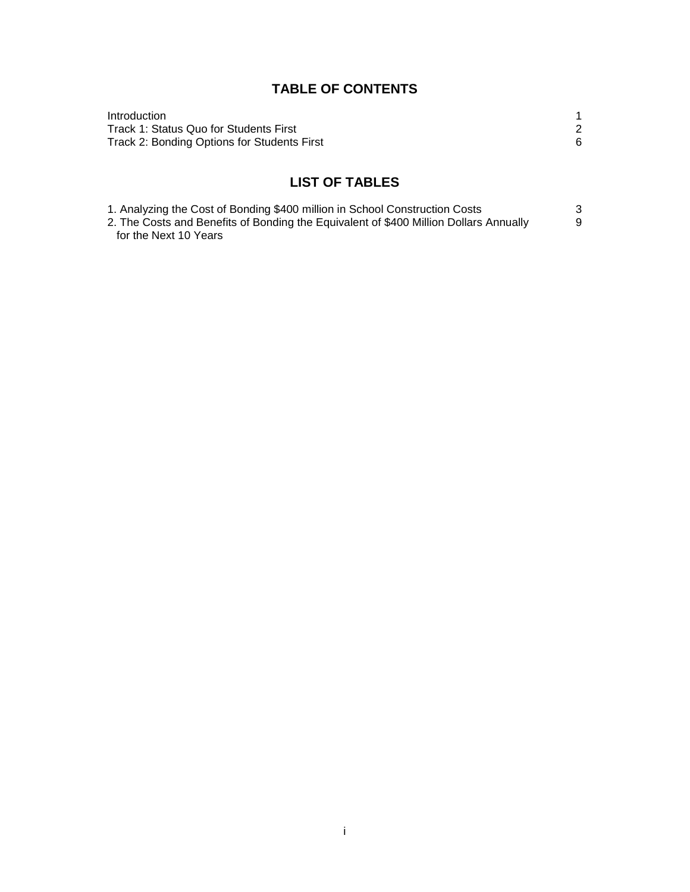# TABLE OF CONTENTS

| | |
|---|---|
| Introduction | 1 |
| Track 1: Status Quo for Students First | 2 |
| Track 2: Bonding Options for Students First | 6 |

# LIST OF TABLES

| | |
|---|---|
| 1. Analyzing the Cost of Bonding $400 million in School Construction Costs | 3 |
| 2. The Costs and Benefits of Bonding the Equivalent of $400 Million Dollars Annually for the Next 10 Years | 9 |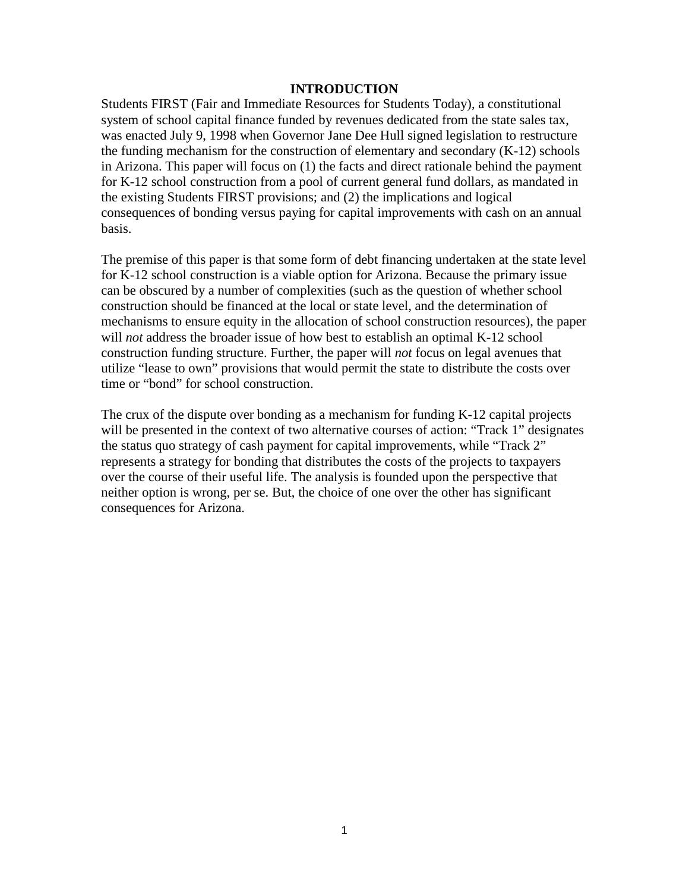# INTRODUCTION

Students FIRST (Fair and Immediate Resources for Students Today), a constitutional system of school capital finance funded by revenues dedicated from the state sales tax, was enacted July 9, 1998 when Governor Jane Dee Hull signed legislation to restructure the funding mechanism for the construction of elementary and secondary (K-12) schools in Arizona. This paper will focus on (1) the facts and direct rationale behind the payment for K-12 school construction from a pool of current general fund dollars, as mandated in the existing Students FIRST provisions; and (2) the implications and logical consequences of bonding versus paying for capital improvements with cash on an annual basis.

The premise of this paper is that some form of debt financing undertaken at the state level for K-12 school construction is a viable option for Arizona. Because the primary issue can be obscured by a number of complexities (such as the question of whether school construction should be financed at the local or state level, and the determination of mechanisms to ensure equity in the allocation of school construction resources), the paper will *not* address the broader issue of how best to establish an optimal K-12 school construction funding structure. Further, the paper will *not* focus on legal avenues that utilize "lease to own" provisions that would permit the state to distribute the costs over time or "bond" for school construction.

The crux of the dispute over bonding as a mechanism for funding K-12 capital projects will be presented in the context of two alternative courses of action: "Track 1" designates the status quo strategy of cash payment for capital improvements, while "Track 2" represents a strategy for bonding that distributes the costs of the projects to taxpayers over the course of their useful life. The analysis is founded upon the perspective that neither option is wrong, per se. But, the choice of one over the other has significant consequences for Arizona.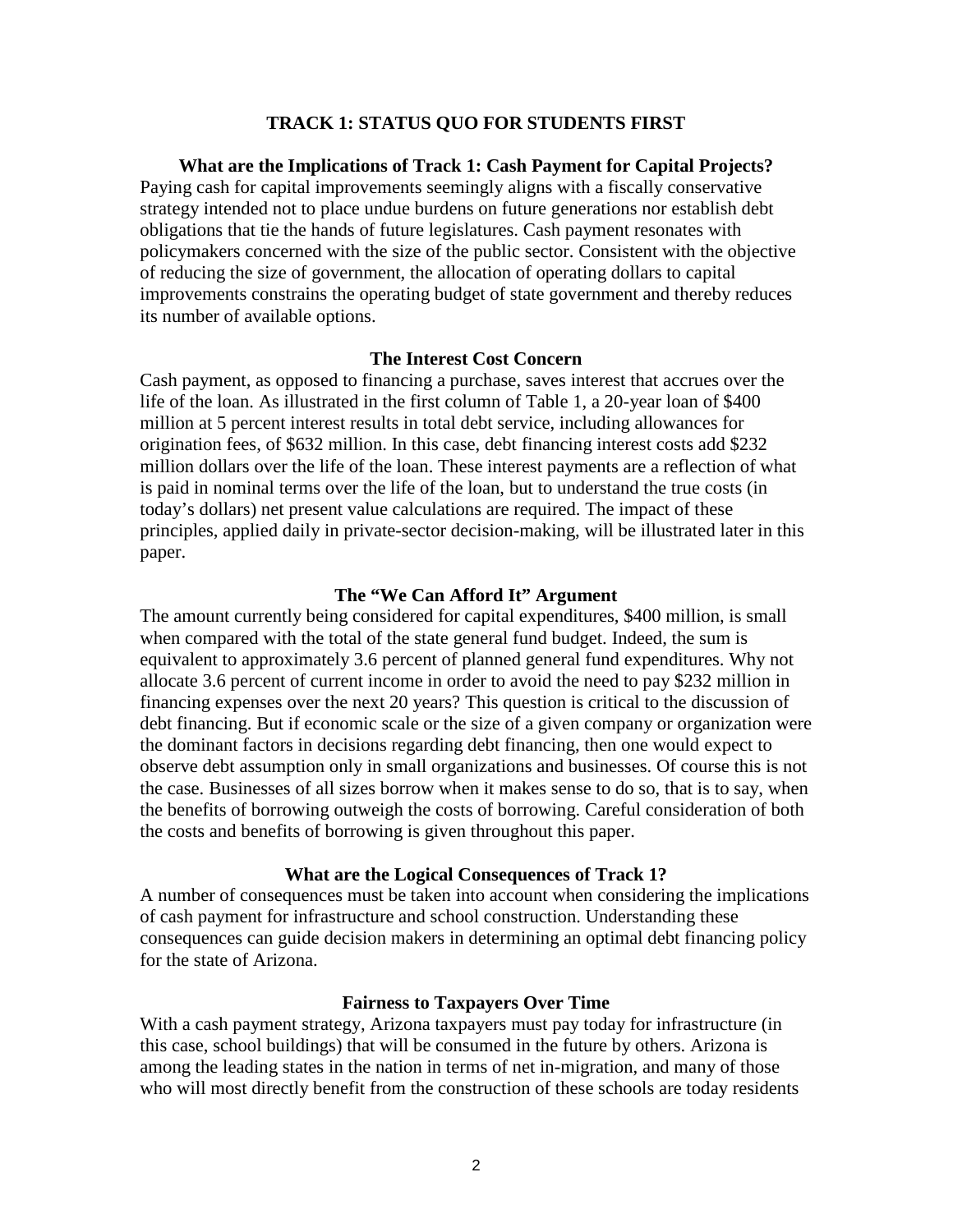## TRACK 1: STATUS QUO FOR STUDENTS FIRST

### What are the Implications of Track 1: Cash Payment for Capital Projects?

Paying cash for capital improvements seemingly aligns with a fiscally conservative strategy intended not to place undue burdens on future generations nor establish debt obligations that tie the hands of future legislatures. Cash payment resonates with policymakers concerned with the size of the public sector. Consistent with the objective of reducing the size of government, the allocation of operating dollars to capital improvements constrains the operating budget of state government and thereby reduces its number of available options.

### The Interest Cost Concern

Cash payment, as opposed to financing a purchase, saves interest that accrues over the life of the loan. As illustrated in the first column of Table 1, a 20-year loan of $400 million at 5 percent interest results in total debt service, including allowances for origination fees, of $632 million. In this case, debt financing interest costs add $232 million dollars over the life of the loan. These interest payments are a reflection of what is paid in nominal terms over the life of the loan, but to understand the true costs (in today's dollars) net present value calculations are required. The impact of these principles, applied daily in private-sector decision-making, will be illustrated later in this paper.

### The "We Can Afford It" Argument

The amount currently being considered for capital expenditures, $400 million, is small when compared with the total of the state general fund budget. Indeed, the sum is equivalent to approximately 3.6 percent of planned general fund expenditures. Why not allocate 3.6 percent of current income in order to avoid the need to pay $232 million in financing expenses over the next 20 years? This question is critical to the discussion of debt financing. But if economic scale or the size of a given company or organization were the dominant factors in decisions regarding debt financing, then one would expect to observe debt assumption only in small organizations and businesses. Of course this is not the case. Businesses of all sizes borrow when it makes sense to do so, that is to say, when the benefits of borrowing outweigh the costs of borrowing. Careful consideration of both the costs and benefits of borrowing is given throughout this paper.

### What are the Logical Consequences of Track 1?

A number of consequences must be taken into account when considering the implications of cash payment for infrastructure and school construction. Understanding these consequences can guide decision makers in determining an optimal debt financing policy for the state of Arizona.

### Fairness to Taxpayers Over Time

With a cash payment strategy, Arizona taxpayers must pay today for infrastructure (in this case, school buildings) that will be consumed in the future by others. Arizona is among the leading states in the nation in terms of net in-migration, and many of those who will most directly benefit from the construction of these schools are today residents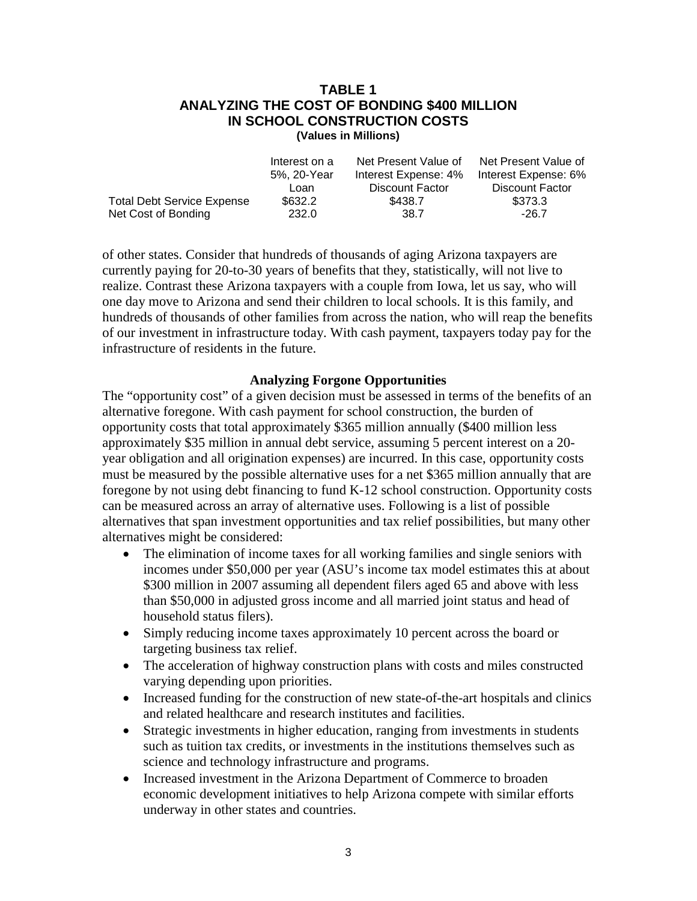**TABLE 1**
**ANALYZING THE COST OF BONDING $400 MILLION IN SCHOOL CONSTRUCTION COSTS**
**(Values in Millions)**

| | Interest on a 5%, 20-Year Loan | Net Present Value of Interest Expense: 4% Discount Factor | Net Present Value of Interest Expense: 6% Discount Factor |
|---|---|---|---|
| Total Debt Service Expense | $632.2 | $438.7 | $373.3 |
| Net Cost of Bonding | 232.0 | 38.7 | -26.7 |

of other states. Consider that hundreds of thousands of aging Arizona taxpayers are currently paying for 20-to-30 years of benefits that they, statistically, will not live to realize. Contrast these Arizona taxpayers with a couple from Iowa, let us say, who will one day move to Arizona and send their children to local schools. It is this family, and hundreds of thousands of other families from across the nation, who will reap the benefits of our investment in infrastructure today. With cash payment, taxpayers today pay for the infrastructure of residents in the future.

### Analyzing Forgone Opportunities

The "opportunity cost" of a given decision must be assessed in terms of the benefits of an alternative foregone. With cash payment for school construction, the burden of opportunity costs that total approximately $365 million annually ($400 million less approximately $35 million in annual debt service, assuming 5 percent interest on a 20-year obligation and all origination expenses) are incurred. In this case, opportunity costs must be measured by the possible alternative uses for a net $365 million annually that are foregone by not using debt financing to fund K-12 school construction. Opportunity costs can be measured across an array of alternative uses. Following is a list of possible alternatives that span investment opportunities and tax relief possibilities, but many other alternatives might be considered:

- The elimination of income taxes for all working families and single seniors with incomes under $50,000 per year (ASU's income tax model estimates this at about $300 million in 2007 assuming all dependent filers aged 65 and above with less than $50,000 in adjusted gross income and all married joint status and head of household status filers).
- Simply reducing income taxes approximately 10 percent across the board or targeting business tax relief.
- The acceleration of highway construction plans with costs and miles constructed varying depending upon priorities.
- Increased funding for the construction of new state-of-the-art hospitals and clinics and related healthcare and research institutes and facilities.
- Strategic investments in higher education, ranging from investments in students such as tuition tax credits, or investments in the institutions themselves such as science and technology infrastructure and programs.
- Increased investment in the Arizona Department of Commerce to broaden economic development initiatives to help Arizona compete with similar efforts underway in other states and countries.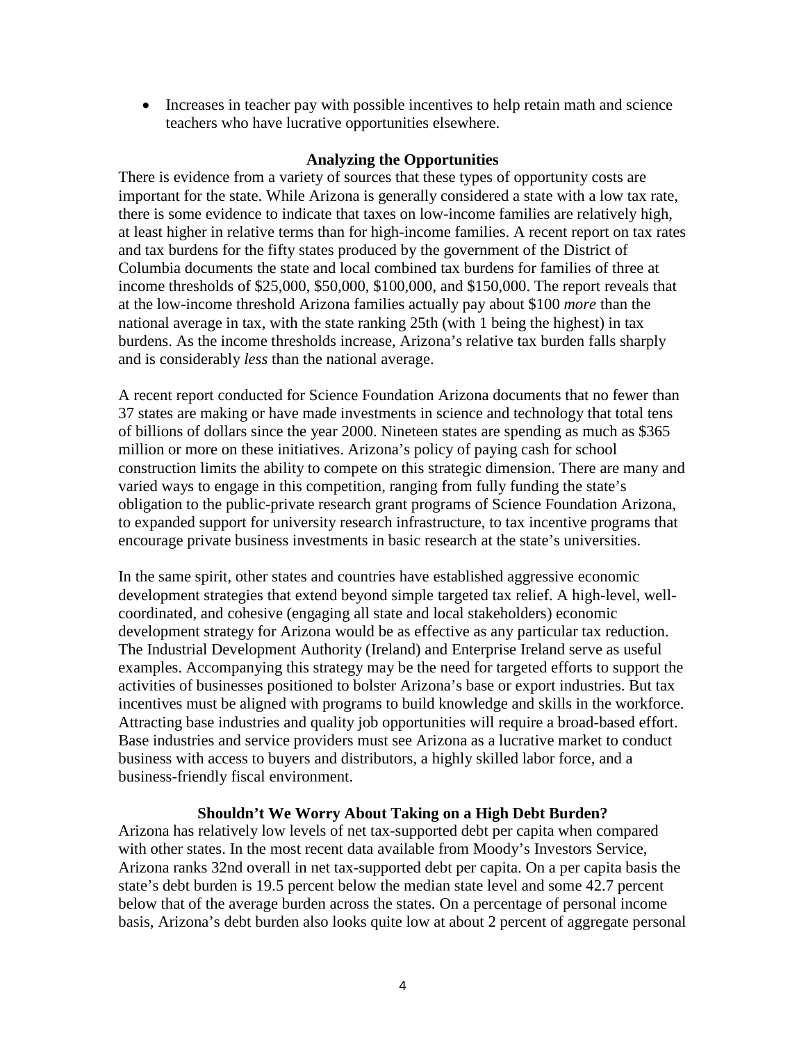- Increases in teacher pay with possible incentives to help retain math and science teachers who have lucrative opportunities elsewhere.

## Analyzing the Opportunities

There is evidence from a variety of sources that these types of opportunity costs are important for the state. While Arizona is generally considered a state with a low tax rate, there is some evidence to indicate that taxes on low-income families are relatively high, at least higher in relative terms than for high-income families. A recent report on tax rates and tax burdens for the fifty states produced by the government of the District of Columbia documents the state and local combined tax burdens for families of three at income thresholds of $25,000, $50,000, $100,000, and $150,000. The report reveals that at the low-income threshold Arizona families actually pay about $100 *more* than the national average in tax, with the state ranking 25th (with 1 being the highest) in tax burdens. As the income thresholds increase, Arizona's relative tax burden falls sharply and is considerably *less* than the national average.

A recent report conducted for Science Foundation Arizona documents that no fewer than 37 states are making or have made investments in science and technology that total tens of billions of dollars since the year 2000. Nineteen states are spending as much as $365 million or more on these initiatives. Arizona's policy of paying cash for school construction limits the ability to compete on this strategic dimension. There are many and varied ways to engage in this competition, ranging from fully funding the state's obligation to the public-private research grant programs of Science Foundation Arizona, to expanded support for university research infrastructure, to tax incentive programs that encourage private business investments in basic research at the state's universities.

In the same spirit, other states and countries have established aggressive economic development strategies that extend beyond simple targeted tax relief. A high-level, well-coordinated, and cohesive (engaging all state and local stakeholders) economic development strategy for Arizona would be as effective as any particular tax reduction. The Industrial Development Authority (Ireland) and Enterprise Ireland serve as useful examples. Accompanying this strategy may be the need for targeted efforts to support the activities of businesses positioned to bolster Arizona's base or export industries. But tax incentives must be aligned with programs to build knowledge and skills in the workforce. Attracting base industries and quality job opportunities will require a broad-based effort. Base industries and service providers must see Arizona as a lucrative market to conduct business with access to buyers and distributors, a highly skilled labor force, and a business-friendly fiscal environment.

## Shouldn't We Worry About Taking on a High Debt Burden?

Arizona has relatively low levels of net tax-supported debt per capita when compared with other states. In the most recent data available from Moody's Investors Service, Arizona ranks 32nd overall in net tax-supported debt per capita. On a per capita basis the state's debt burden is 19.5 percent below the median state level and some 42.7 percent below that of the average burden across the states. On a percentage of personal income basis, Arizona's debt burden also looks quite low at about 2 percent of aggregate personal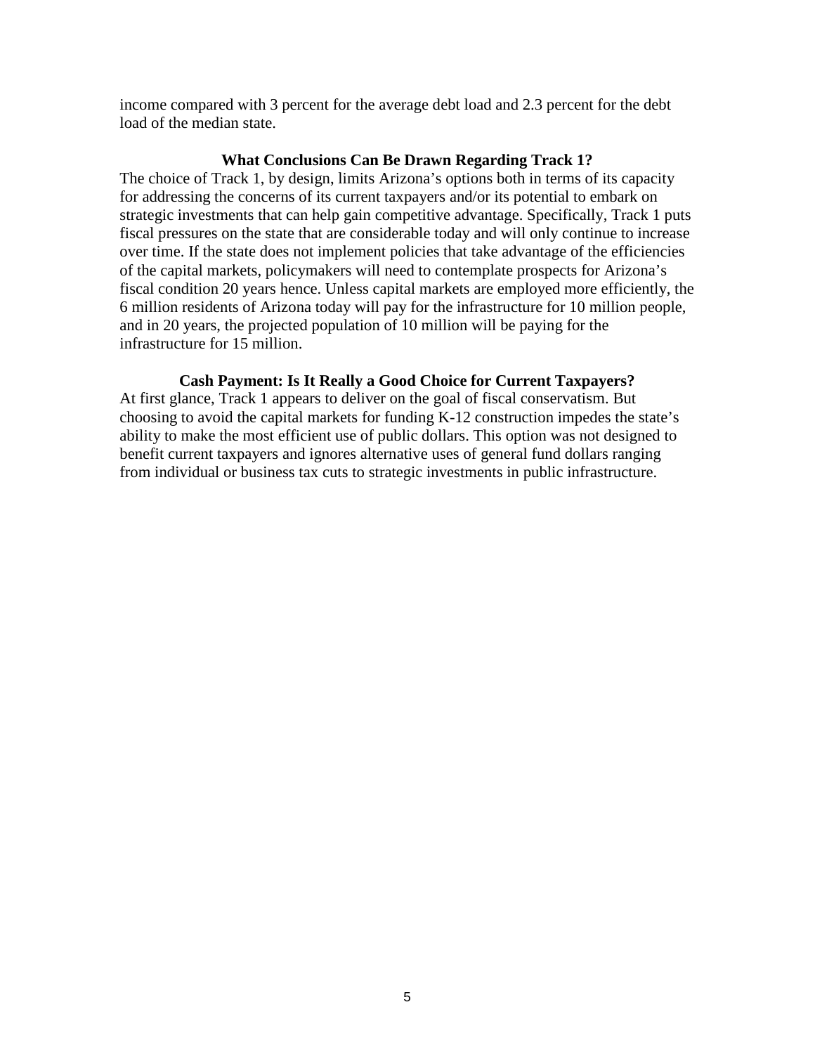income compared with 3 percent for the average debt load and 2.3 percent for the debt load of the median state.

### What Conclusions Can Be Drawn Regarding Track 1?

The choice of Track 1, by design, limits Arizona's options both in terms of its capacity for addressing the concerns of its current taxpayers and/or its potential to embark on strategic investments that can help gain competitive advantage. Specifically, Track 1 puts fiscal pressures on the state that are considerable today and will only continue to increase over time. If the state does not implement policies that take advantage of the efficiencies of the capital markets, policymakers will need to contemplate prospects for Arizona's fiscal condition 20 years hence. Unless capital markets are employed more efficiently, the 6 million residents of Arizona today will pay for the infrastructure for 10 million people, and in 20 years, the projected population of 10 million will be paying for the infrastructure for 15 million.

### Cash Payment: Is It Really a Good Choice for Current Taxpayers?

At first glance, Track 1 appears to deliver on the goal of fiscal conservatism. But choosing to avoid the capital markets for funding K-12 construction impedes the state's ability to make the most efficient use of public dollars. This option was not designed to benefit current taxpayers and ignores alternative uses of general fund dollars ranging from individual or business tax cuts to strategic investments in public infrastructure.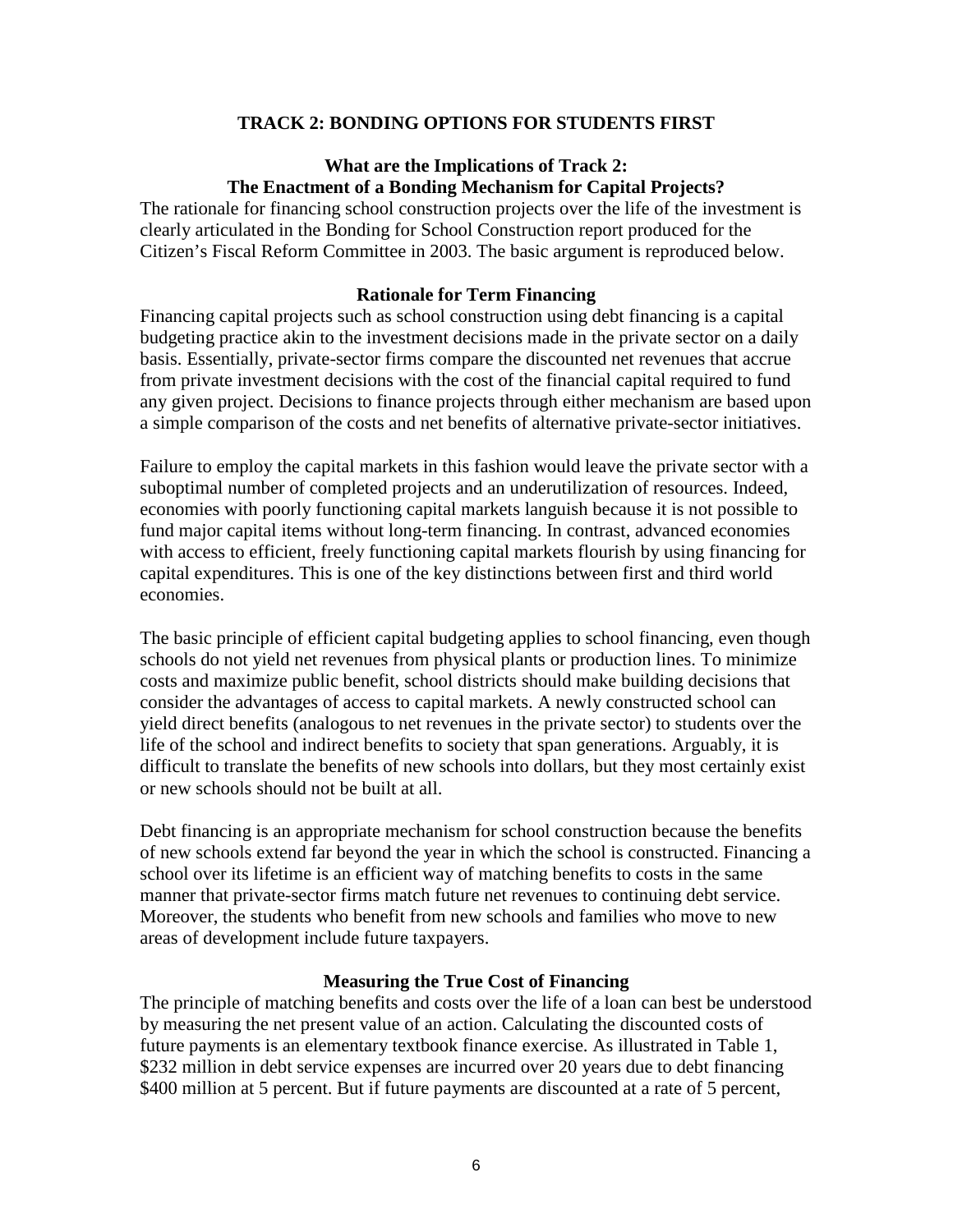## TRACK 2: BONDING OPTIONS FOR STUDENTS FIRST

### What are the Implications of Track 2: The Enactment of a Bonding Mechanism for Capital Projects?

The rationale for financing school construction projects over the life of the investment is clearly articulated in the Bonding for School Construction report produced for the Citizen's Fiscal Reform Committee in 2003. The basic argument is reproduced below.

### Rationale for Term Financing

Financing capital projects such as school construction using debt financing is a capital budgeting practice akin to the investment decisions made in the private sector on a daily basis. Essentially, private-sector firms compare the discounted net revenues that accrue from private investment decisions with the cost of the financial capital required to fund any given project. Decisions to finance projects through either mechanism are based upon a simple comparison of the costs and net benefits of alternative private-sector initiatives.

Failure to employ the capital markets in this fashion would leave the private sector with a suboptimal number of completed projects and an underutilization of resources. Indeed, economies with poorly functioning capital markets languish because it is not possible to fund major capital items without long-term financing. In contrast, advanced economies with access to efficient, freely functioning capital markets flourish by using financing for capital expenditures. This is one of the key distinctions between first and third world economies.

The basic principle of efficient capital budgeting applies to school financing, even though schools do not yield net revenues from physical plants or production lines. To minimize costs and maximize public benefit, school districts should make building decisions that consider the advantages of access to capital markets. A newly constructed school can yield direct benefits (analogous to net revenues in the private sector) to students over the life of the school and indirect benefits to society that span generations. Arguably, it is difficult to translate the benefits of new schools into dollars, but they most certainly exist or new schools should not be built at all.

Debt financing is an appropriate mechanism for school construction because the benefits of new schools extend far beyond the year in which the school is constructed. Financing a school over its lifetime is an efficient way of matching benefits to costs in the same manner that private-sector firms match future net revenues to continuing debt service. Moreover, the students who benefit from new schools and families who move to new areas of development include future taxpayers.

### Measuring the True Cost of Financing

The principle of matching benefits and costs over the life of a loan can best be understood by measuring the net present value of an action. Calculating the discounted costs of future payments is an elementary textbook finance exercise. As illustrated in Table 1, $232 million in debt service expenses are incurred over 20 years due to debt financing $400 million at 5 percent. But if future payments are discounted at a rate of 5 percent,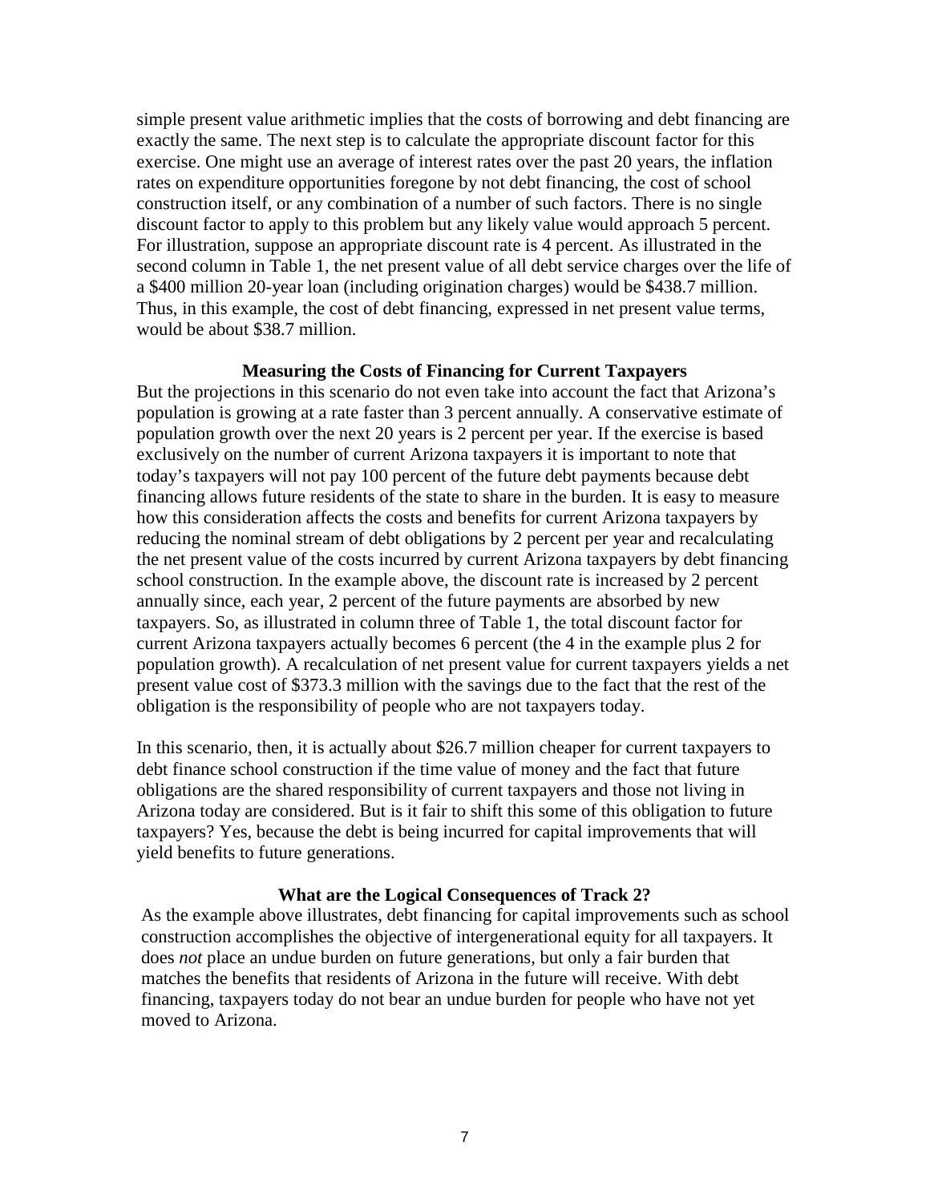simple present value arithmetic implies that the costs of borrowing and debt financing are exactly the same. The next step is to calculate the appropriate discount factor for this exercise. One might use an average of interest rates over the past 20 years, the inflation rates on expenditure opportunities foregone by not debt financing, the cost of school construction itself, or any combination of a number of such factors. There is no single discount factor to apply to this problem but any likely value would approach 5 percent. For illustration, suppose an appropriate discount rate is 4 percent. As illustrated in the second column in Table 1, the net present value of all debt service charges over the life of a $400 million 20-year loan (including origination charges) would be $438.7 million. Thus, in this example, the cost of debt financing, expressed in net present value terms, would be about $38.7 million.

### Measuring the Costs of Financing for Current Taxpayers

But the projections in this scenario do not even take into account the fact that Arizona's population is growing at a rate faster than 3 percent annually. A conservative estimate of population growth over the next 20 years is 2 percent per year. If the exercise is based exclusively on the number of current Arizona taxpayers it is important to note that today's taxpayers will not pay 100 percent of the future debt payments because debt financing allows future residents of the state to share in the burden. It is easy to measure how this consideration affects the costs and benefits for current Arizona taxpayers by reducing the nominal stream of debt obligations by 2 percent per year and recalculating the net present value of the costs incurred by current Arizona taxpayers by debt financing school construction. In the example above, the discount rate is increased by 2 percent annually since, each year, 2 percent of the future payments are absorbed by new taxpayers. So, as illustrated in column three of Table 1, the total discount factor for current Arizona taxpayers actually becomes 6 percent (the 4 in the example plus 2 for population growth). A recalculation of net present value for current taxpayers yields a net present value cost of $373.3 million with the savings due to the fact that the rest of the obligation is the responsibility of people who are not taxpayers today.

In this scenario, then, it is actually about $26.7 million cheaper for current taxpayers to debt finance school construction if the time value of money and the fact that future obligations are the shared responsibility of current taxpayers and those not living in Arizona today are considered. But is it fair to shift this some of this obligation to future taxpayers? Yes, because the debt is being incurred for capital improvements that will yield benefits to future generations.

### What are the Logical Consequences of Track 2?

As the example above illustrates, debt financing for capital improvements such as school construction accomplishes the objective of intergenerational equity for all taxpayers. It does *not* place an undue burden on future generations, but only a fair burden that matches the benefits that residents of Arizona in the future will receive. With debt financing, taxpayers today do not bear an undue burden for people who have not yet moved to Arizona.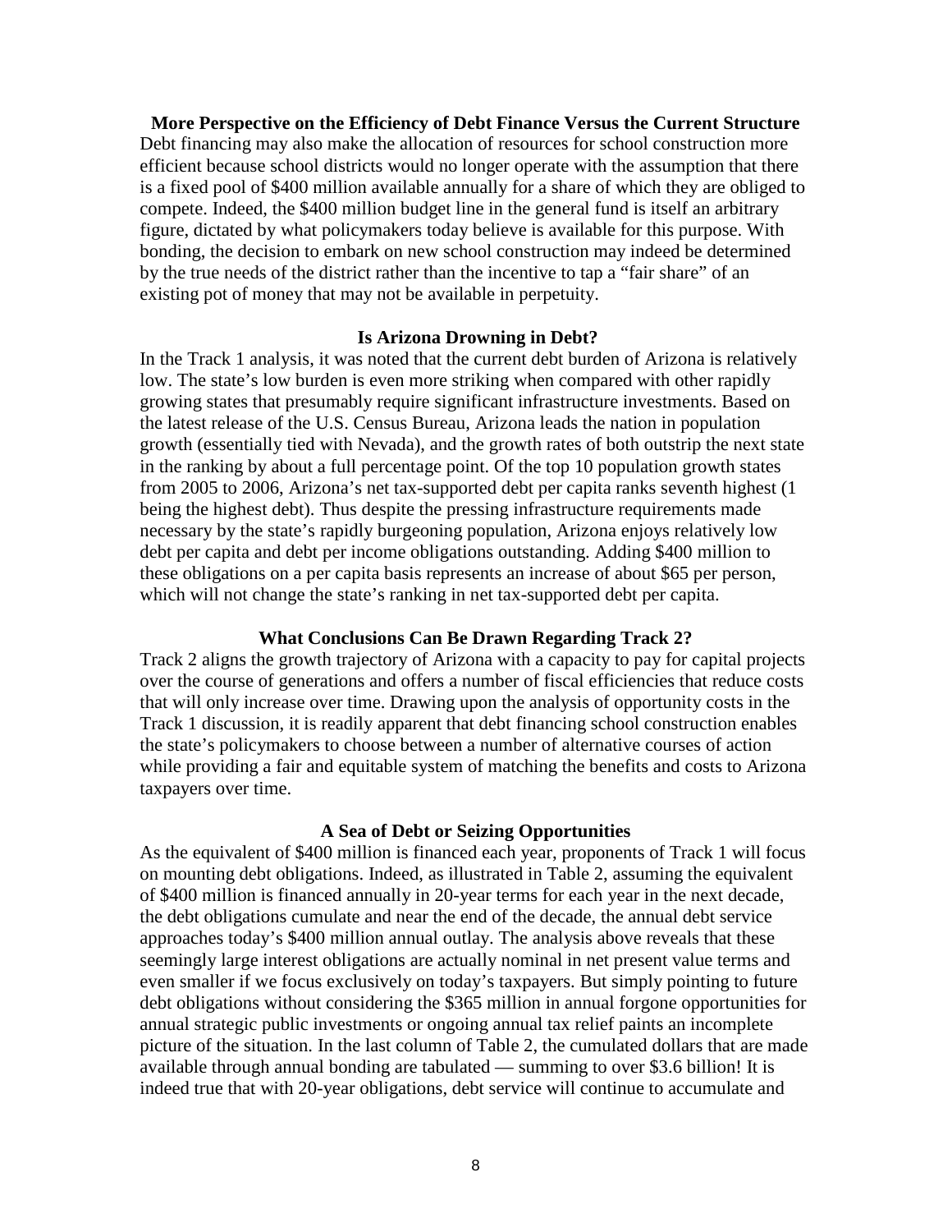### More Perspective on the Efficiency of Debt Finance Versus the Current Structure

Debt financing may also make the allocation of resources for school construction more efficient because school districts would no longer operate with the assumption that there is a fixed pool of $400 million available annually for a share of which they are obliged to compete. Indeed, the $400 million budget line in the general fund is itself an arbitrary figure, dictated by what policymakers today believe is available for this purpose. With bonding, the decision to embark on new school construction may indeed be determined by the true needs of the district rather than the incentive to tap a "fair share" of an existing pot of money that may not be available in perpetuity.

### Is Arizona Drowning in Debt?

In the Track 1 analysis, it was noted that the current debt burden of Arizona is relatively low. The state's low burden is even more striking when compared with other rapidly growing states that presumably require significant infrastructure investments. Based on the latest release of the U.S. Census Bureau, Arizona leads the nation in population growth (essentially tied with Nevada), and the growth rates of both outstrip the next state in the ranking by about a full percentage point. Of the top 10 population growth states from 2005 to 2006, Arizona's net tax-supported debt per capita ranks seventh highest (1 being the highest debt). Thus despite the pressing infrastructure requirements made necessary by the state's rapidly burgeoning population, Arizona enjoys relatively low debt per capita and debt per income obligations outstanding. Adding $400 million to these obligations on a per capita basis represents an increase of about $65 per person, which will not change the state's ranking in net tax-supported debt per capita.

### What Conclusions Can Be Drawn Regarding Track 2?

Track 2 aligns the growth trajectory of Arizona with a capacity to pay for capital projects over the course of generations and offers a number of fiscal efficiencies that reduce costs that will only increase over time. Drawing upon the analysis of opportunity costs in the Track 1 discussion, it is readily apparent that debt financing school construction enables the state's policymakers to choose between a number of alternative courses of action while providing a fair and equitable system of matching the benefits and costs to Arizona taxpayers over time.

### A Sea of Debt or Seizing Opportunities

As the equivalent of $400 million is financed each year, proponents of Track 1 will focus on mounting debt obligations. Indeed, as illustrated in Table 2, assuming the equivalent of $400 million is financed annually in 20-year terms for each year in the next decade, the debt obligations cumulate and near the end of the decade, the annual debt service approaches today's $400 million annual outlay. The analysis above reveals that these seemingly large interest obligations are actually nominal in net present value terms and even smaller if we focus exclusively on today's taxpayers. But simply pointing to future debt obligations without considering the $365 million in annual forgone opportunities for annual strategic public investments or ongoing annual tax relief paints an incomplete picture of the situation. In the last column of Table 2, the cumulated dollars that are made available through annual bonding are tabulated — summing to over $3.6 billion! It is indeed true that with 20-year obligations, debt service will continue to accumulate and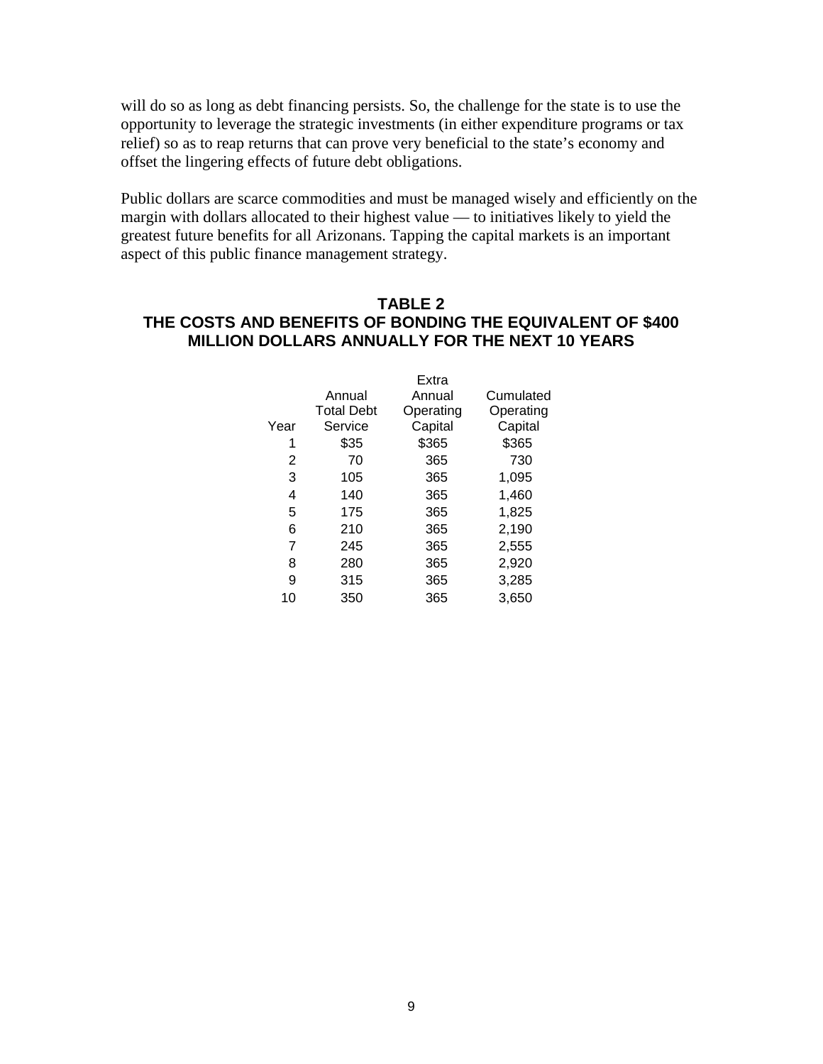will do so as long as debt financing persists. So, the challenge for the state is to use the opportunity to leverage the strategic investments (in either expenditure programs or tax relief) so as to reap returns that can prove very beneficial to the state's economy and offset the lingering effects of future debt obligations.

Public dollars are scarce commodities and must be managed wisely and efficiently on the margin with dollars allocated to their highest value — to initiatives likely to yield the greatest future benefits for all Arizonans. Tapping the capital markets is an important aspect of this public finance management strategy.

## TABLE 2
## THE COSTS AND BENEFITS OF BONDING THE EQUIVALENT OF $400 MILLION DOLLARS ANNUALLY FOR THE NEXT 10 YEARS

| Year | Annual Total Debt Service | Extra Annual Operating Capital | Cumulated Operating Capital |
|---|---|---|---|
| 1 | $35 | $365 | $365 |
| 2 | 70 | 365 | 730 |
| 3 | 105 | 365 | 1,095 |
| 4 | 140 | 365 | 1,460 |
| 5 | 175 | 365 | 1,825 |
| 6 | 210 | 365 | 2,190 |
| 7 | 245 | 365 | 2,555 |
| 8 | 280 | 365 | 2,920 |
| 9 | 315 | 365 | 3,285 |
| 10 | 350 | 365 | 3,650 |